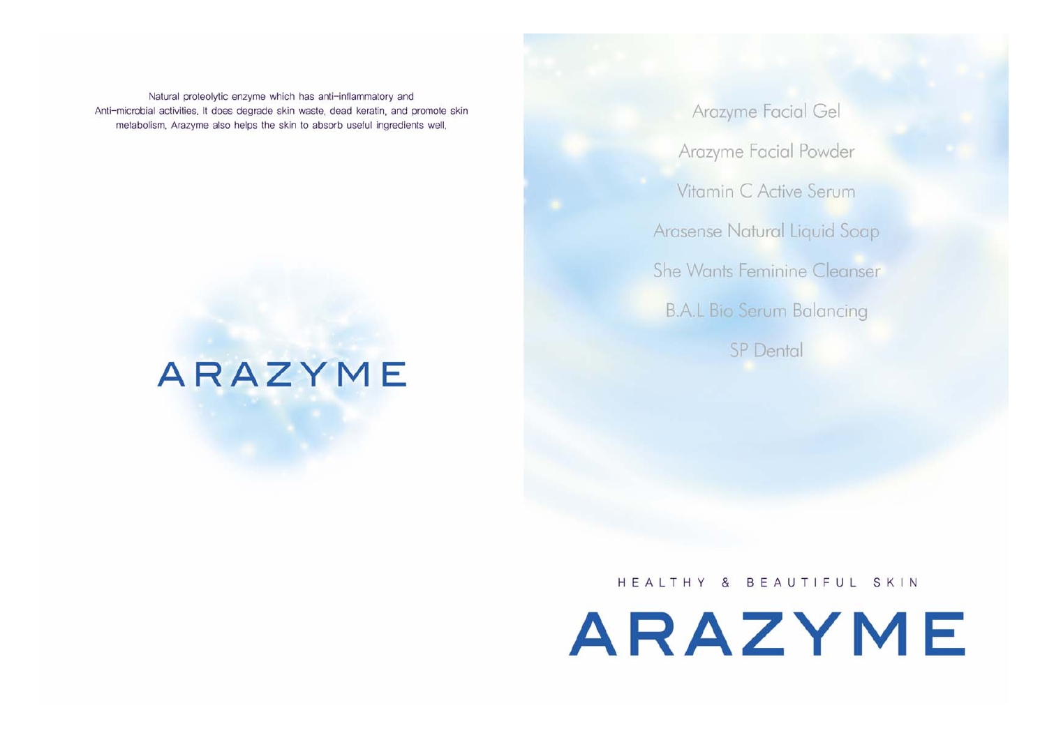Natural proteolytic enzyme which has anti-inflammatory and Anti-microbial activities. It does degrade skin waste, dead keratin, and promote skin metabolism. Arazyme also helps the skin to absorb useful ingredients well.

# ARAZYME

- Arazyme Facial Gel
- Arazyme Facial Powder
- Vitamin C Active Serum
- Arasense Natural Liquid Soap
- She Wants Feminine Cleanser
- B.A.L Bio Serum Balancing
- SP Dental

HEALTHY & BEAUTIFUL SKIN

# ARAZYME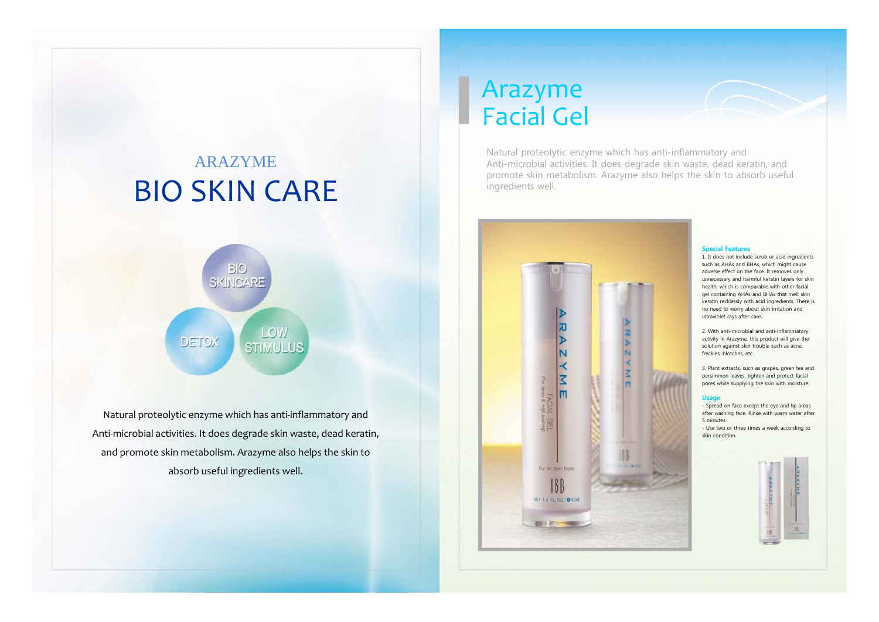ARAZYME

# BIO SKIN CARE

BIO SKINCARE

DETOX

LOW STIMULUS

Natural proteolytic enzyme which has anti-inflammatory and Anti-microbial activities. It does degrade skin waste, dead keratin, and promote skin metabolism. Arazyme also helps the skin to absorb useful ingredients well.

# Arazyme Facial Gel

Natural proteolytic enzyme which has anti-inflammatory and Anti-microbial activities. It does degrade skin waste, dead keratin, and promote skin metabolism. Arazyme also helps the skin to absorb useful ingredients well.

### Special Features

1. It does not include scrub or acid ingredients such as AHAs and BHAs, which might cause adverse effect on the face. It removes only unnecessary and harmful keratin layers for skin health, which is comparable with other facial gel containing AHAs and BHAs that melt skin keratin recklessly with acid ingredients. There is no need to worry about skin irritation and ultraviolet rays after care.

2. With anti-microbial and anti-inflammatory activity in Arazyme, this product will give the solution against skin trouble such as acne, freckles, blotches, etc.

3. Plant extracts, such as grapes, green tea and persimmon leaves, tighten and protect facial pores while supplying the skin with moisture.

### Usage

- Spread on face except the eye and lip areas after washing face. Rinse with warm water after 5 minutes.
- Use two or three times a week according to skin condition.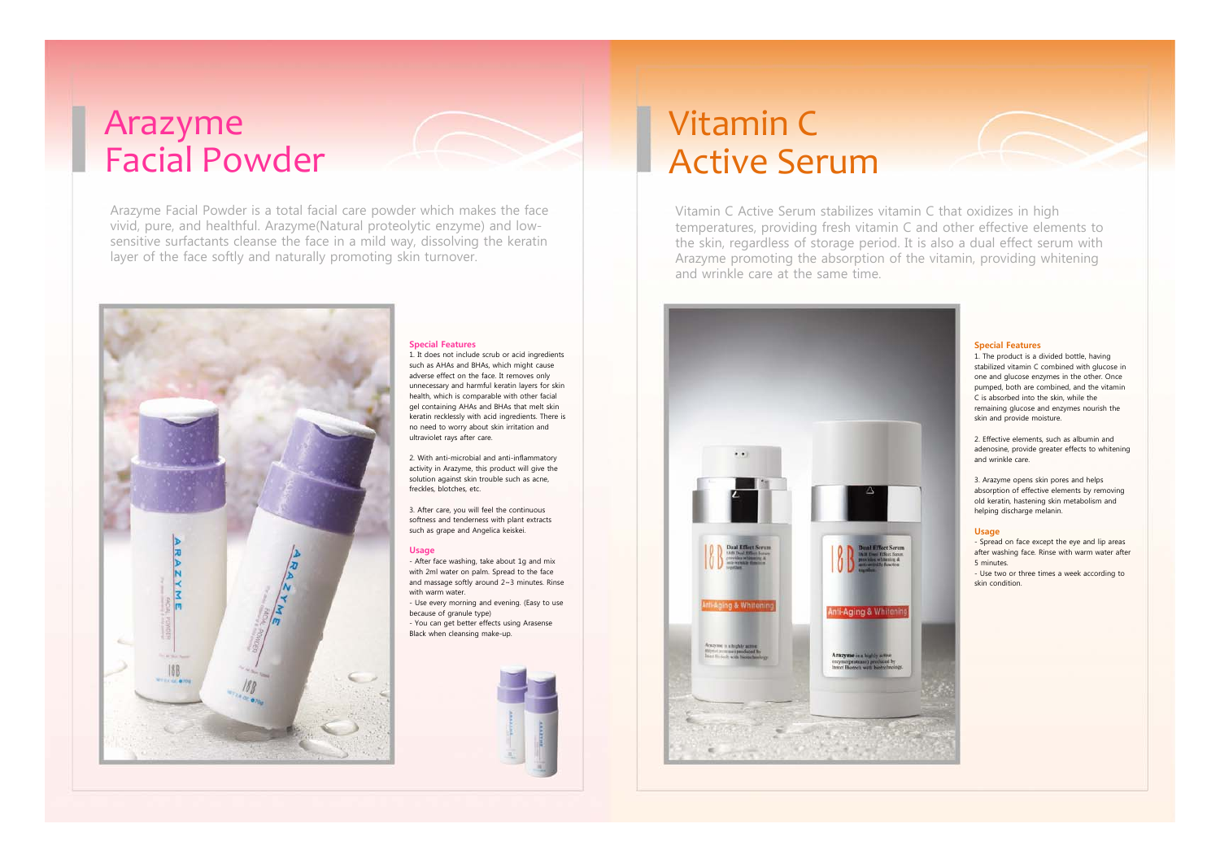# Arazyme Facial Powder

Arazyme Facial Powder is a total facial care powder which makes the face vivid, pure, and healthful. Arazyme(Natural proteolytic enzyme) and low-sensitive surfactants cleanse the face in a mild way, dissolving the keratin layer of the face softly and naturally promoting skin turnover.

### Special Features

1. It does not include scrub or acid ingredients such as AHAs and BHAs, which might cause adverse effect on the face. It removes only unnecessary and harmful keratin layers for skin health, which is comparable with other facial gel containing AHAs and BHAs that melt skin keratin recklessly with acid ingredients. There is no need to worry about skin irritation and ultraviolet rays after care.

2. With anti-microbial and anti-inflammatory activity in Arazyme, this product will give the solution against skin trouble such as acne, freckles, blotches, etc.

3. After care, you will feel the continuous softness and tenderness with plant extracts such as grape and Angelica keiskei.

### Usage

- After face washing, take about 1g and mix with 2ml water on palm. Spread to the face and massage softly around 2~3 minutes. Rinse with warm water.
- Use every morning and evening. (Easy to use because of granule type)
- You can get better effects using Arasense Black when cleansing make-up.

# Vitamin C Active Serum

Vitamin C Active Serum stabilizes vitamin C that oxidizes in high temperatures, providing fresh vitamin C and other effective elements to the skin, regardless of storage period. It is also a dual effect serum with Arazyme promoting the absorption of the vitamin, providing whitening and wrinkle care at the same time.

### Special Features

1. The product is a divided bottle, having stabilized vitamin C combined with glucose in one and glucose enzymes in the other. Once pumped, both are combined, and the vitamin C is absorbed into the skin, while the remaining glucose and enzymes nourish the skin and provide moisture.

2. Effective elements, such as albumin and adenosine, provide greater effects to whitening and wrinkle care.

3. Arazyme opens skin pores and helps absorption of effective elements by removing old keratin, hastening skin metabolism and helping discharge melanin.

### Usage

- Spread on face except the eye and lip areas after washing face. Rinse with warm water after 5 minutes.
- Use two or three times a week according to skin condition.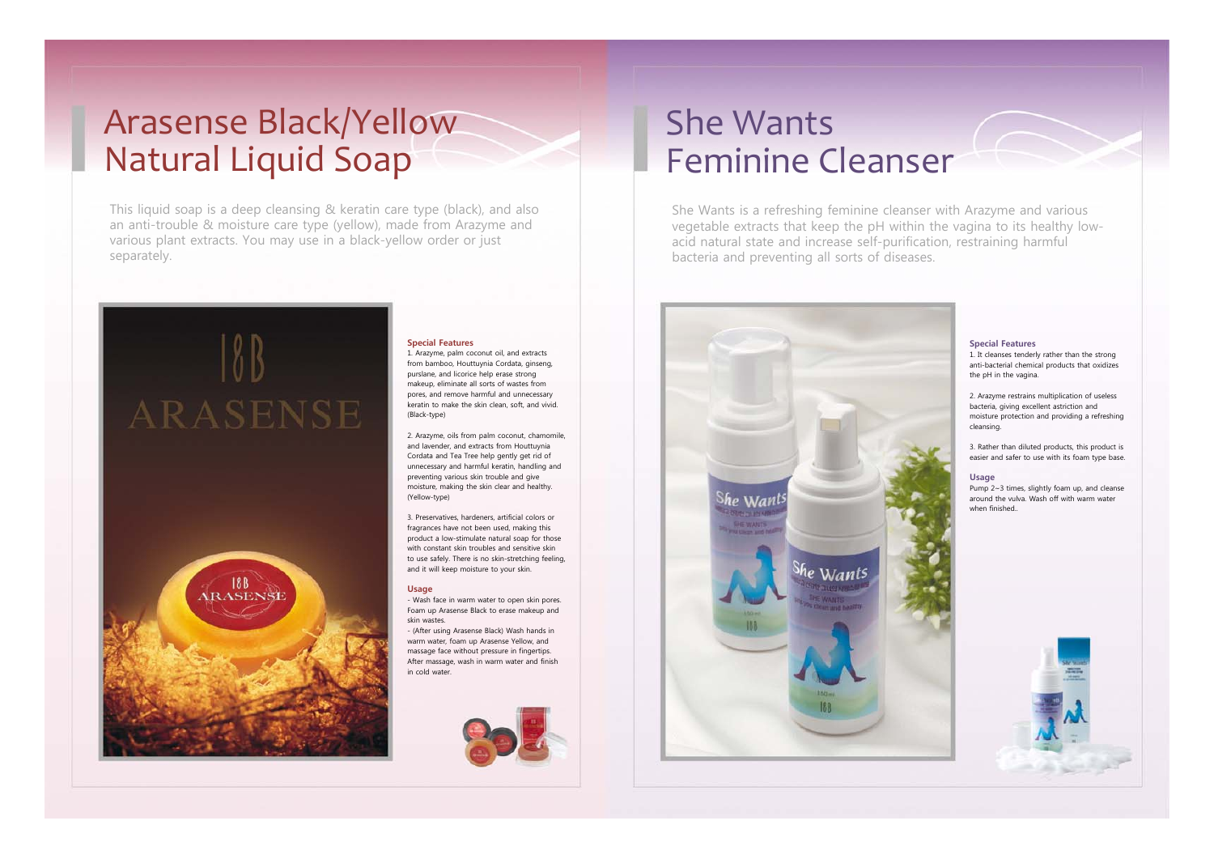# Arasense Black/Yellow Natural Liquid Soap

This liquid soap is a deep cleansing & keratin care type (black), and also an anti-trouble & moisture care type (yellow), made from Arazyme and various plant extracts. You may use in a black-yellow order or just separately.

### Special Features

1. Arazyme, palm coconut oil, and extracts from bamboo, Houttuynia Cordata, ginseng, purslane, and licorice help erase strong makeup, eliminate all sorts of wastes from pores, and remove harmful and unnecessary keratin to make the skin clean, soft, and vivid. (Black-type)

2. Arazyme, oils from palm coconut, chamomile, and lavender, and extracts from Houttuynia Cordata and Tea Tree help gently get rid of unnecessary and harmful keratin, handling and preventing various skin trouble and give moisture, making the skin clear and healthy. (Yellow-type)

3. Preservatives, hardeners, artificial colors or fragrances have not been used, making this product a low-stimulate natural soap for those with constant skin troubles and sensitive skin to use safely. There is no skin-stretching feeling, and it will keep moisture to your skin.

### Usage

- Wash face in warm water to open skin pores. Foam up Arasense Black to erase makeup and skin wastes.
- (After using Arasense Black) Wash hands in warm water, foam up Arasense Yellow, and massage face without pressure in fingertips. After massage, wash in warm water and finish in cold water.

# She Wants Feminine Cleanser

She Wants is a refreshing feminine cleanser with Arazyme and various vegetable extracts that keep the pH within the vagina to its healthy low-acid natural state and increase self-purification, restraining harmful bacteria and preventing all sorts of diseases.

### Special Features

1. It cleanses tenderly rather than the strong anti-bacterial chemical products that oxidizes the pH in the vagina.

2. Arazyme restrains multiplication of useless bacteria, giving excellent astriction and moisture protection and providing a refreshing cleansing.

3. Rather than diluted products, this product is easier and safer to use with its foam type base.

### Usage

Pump 2~3 times, slightly foam up, and cleanse around the vulva. Wash off with warm water when finished..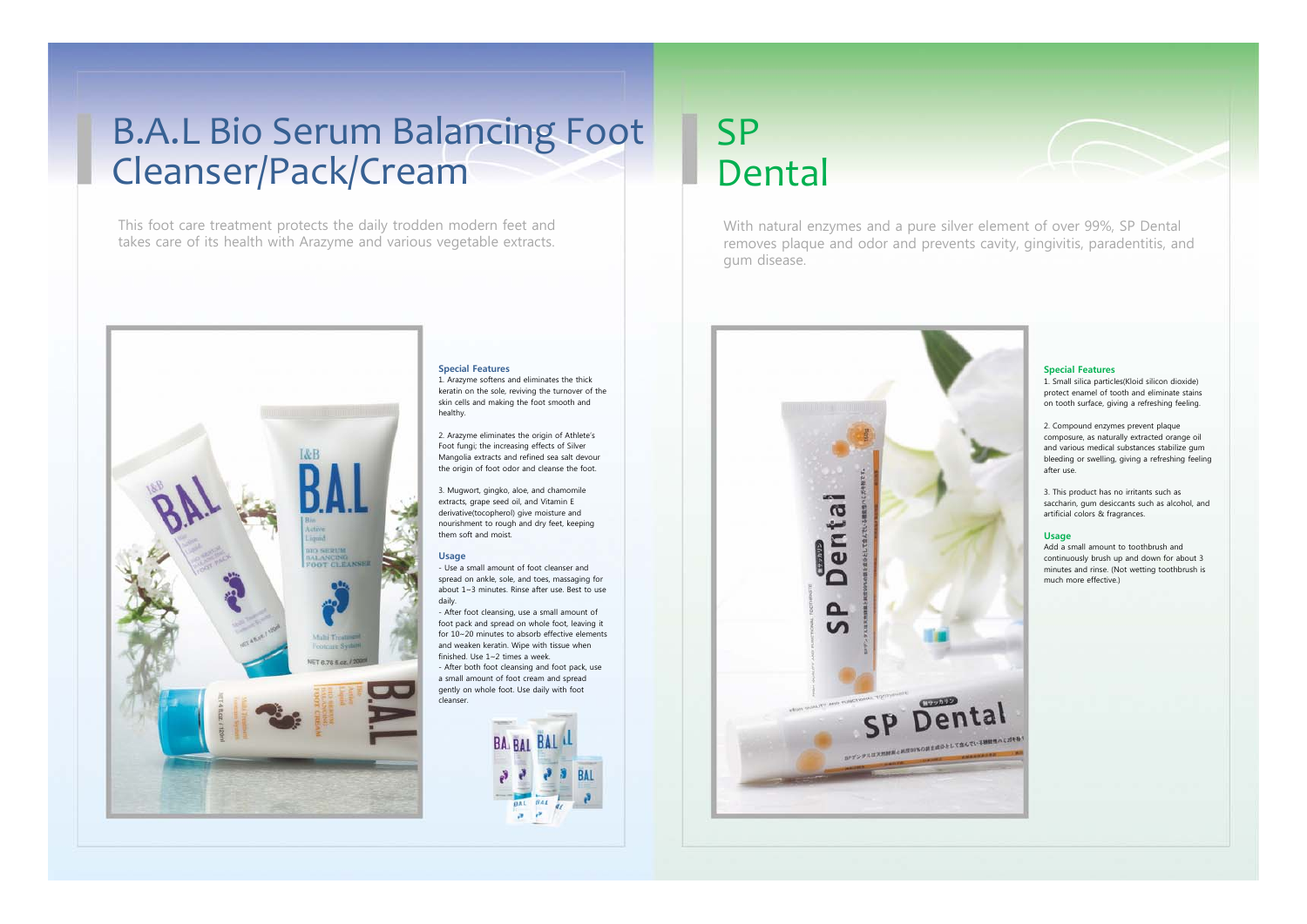# B.A.L Bio Serum Balancing Foot Cleanser/Pack/Cream

This foot care treatment protects the daily trodden modern feet and takes care of its health with Arazyme and various vegetable extracts.

### Special Features

1. Arazyme softens and eliminates the thick keratin on the sole, reviving the turnover of the skin cells and making the foot smooth and healthy.

2. Arazyme eliminates the origin of Athlete's Foot fungi; the increasing effects of Silver Mangolia extracts and refined sea salt devour the origin of foot odor and cleanse the foot.

3. Mugwort, gingko, aloe, and chamomile extracts, grape seed oil, and Vitamin E derivative(tocopherol) give moisture and nourishment to rough and dry feet, keeping them soft and moist.

### Usage

- Use a small amount of foot cleanser and spread on ankle, sole, and toes, massaging for about 1~3 minutes. Rinse after use. Best to use daily.
- After foot cleansing, use a small amount of foot pack and spread on whole foot, leaving it for 10~20 minutes to absorb effective elements and weaken keratin. Wipe with tissue when finished. Use 1~2 times a week.
- After both foot cleansing and foot pack, use a small amount of foot cream and spread gently on whole foot. Use daily with foot cleanser.

# SP Dental

With natural enzymes and a pure silver element of over 99%, SP Dental removes plaque and odor and prevents cavity, gingivitis, paradentitis, and gum disease.

### Special Features

1. Small silica particles(Kloid silicon dioxide) protect enamel of tooth and eliminate stains on tooth surface, giving a refreshing feeling.

2. Compound enzymes prevent plaque composure, as naturally extracted orange oil and various medical substances stabilize gum bleeding or swelling, giving a refreshing feeling after use.

3. This product has no irritants such as saccharin, gum desiccants such as alcohol, and artificial colors & fragrances.

### Usage

Add a small amount to toothbrush and continuously brush up and down for about 3 minutes and rinse. (Not wetting toothbrush is much more effective.)